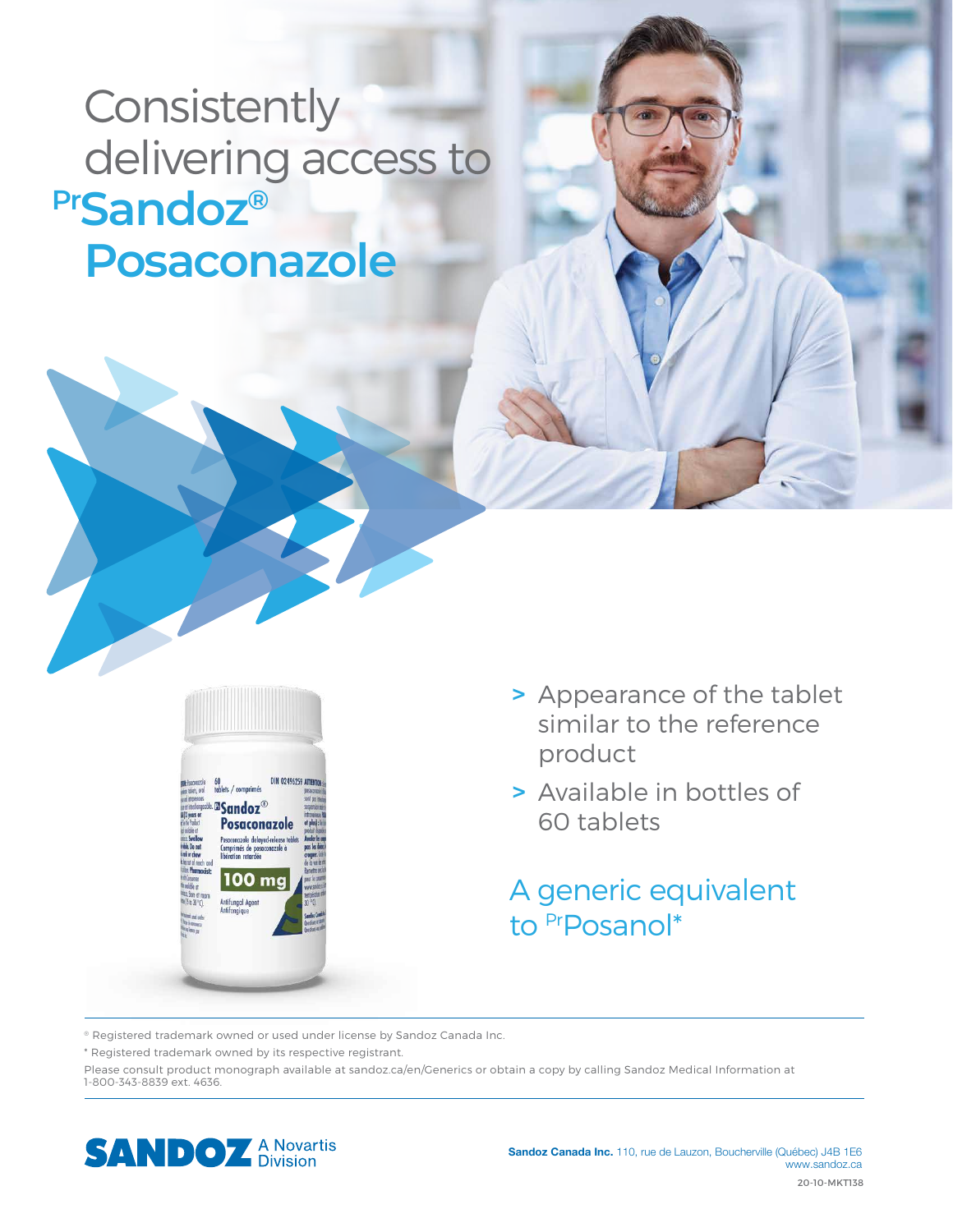# Consistently delivering access to PrSandoz® Posaconazole

- > Appearance of the tablet similar to the reference product
- > Available in bottles of 60 tablets

## A generic equivalent to PrPosanol*

® Registered trademark owned or used under license by Sandoz Canada Inc.

* Registered trademark owned by its respective registrant.

Please consult product monograph available at sandoz.ca/en/Generics or obtain a copy by calling Sandoz Medical Information at 1-800-343-8839 ext. 4636.

SANDOZ A Novartis Division

**Sandoz Canada Inc.** 110, rue de Lauzon, Boucherville (Québec) J4B 1E6
www.sandoz.ca

20-10-MKT138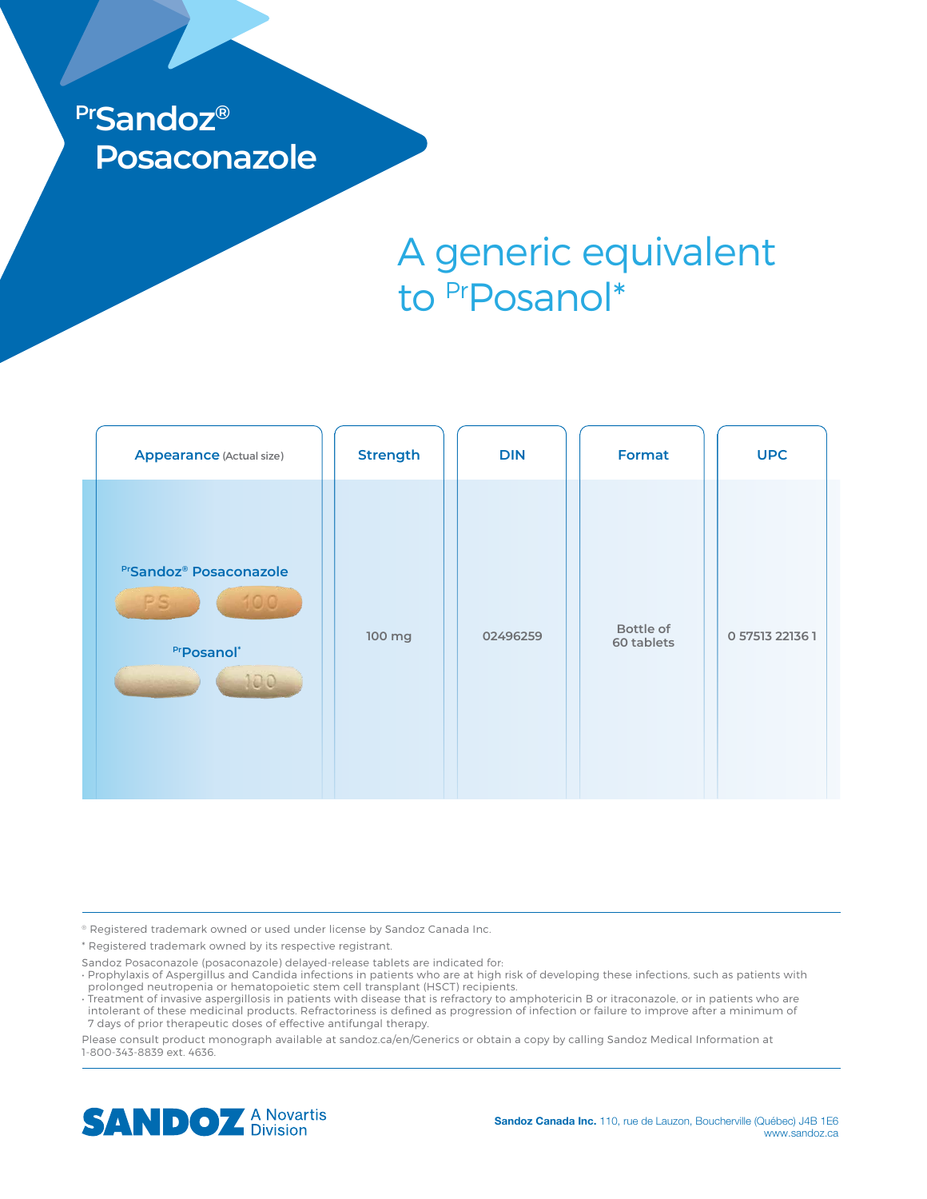# PrSandoz® Posaconazole

## A generic equivalent to PrPosanol*

| Appearance (Actual size) | Strength | DIN | Format | UPC |
|---|---|---|---|---|
| PrSandoz® Posaconazole / PrPosanol* | 100 mg | 02496259 | Bottle of 60 tablets | 0 57513 22136 1 |

® Registered trademark owned or used under license by Sandoz Canada Inc.

* Registered trademark owned by its respective registrant.

Sandoz Posaconazole (posaconazole) delayed-release tablets are indicated for:

- Prophylaxis of Aspergillus and Candida infections in patients who are at high risk of developing these infections, such as patients with prolonged neutropenia or hematopoietic stem cell transplant (HSCT) recipients.
- Treatment of invasive aspergillosis in patients with disease that is refractory to amphotericin B or itraconazole, or in patients who are intolerant of these medicinal products. Refractoriness is defined as progression of infection or failure to improve after a minimum of 7 days of prior therapeutic doses of effective antifungal therapy.

Please consult product monograph available at sandoz.ca/en/Generics or obtain a copy by calling Sandoz Medical Information at 1-800-343-8839 ext. 4636.

SANDOZ A Novartis Division

**Sandoz Canada Inc.** 110, rue de Lauzon, Boucherville (Québec) J4B 1E6
www.sandoz.ca